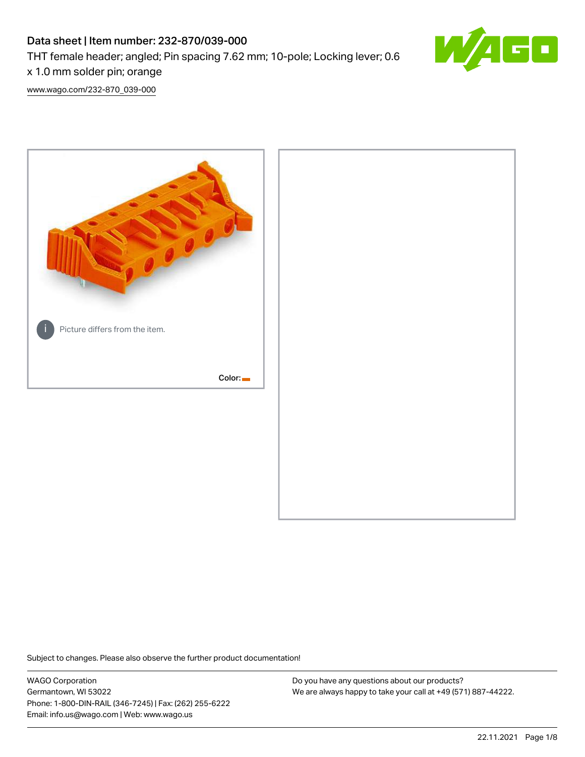# Data sheet | Item number: 232-870/039-000

THT female header; angled; Pin spacing 7.62 mm; 10-pole; Locking lever; 0.6 x 1.0 mm solder pin; orange

[www.wago.com/232-870_039-000](www.wago.com/232-870_039-000)

Picture differs from the item.

Color:

Subject to changes. Please also observe the further product documentation!

WAGO Corporation
Germantown, WI 53022
Phone: 1-800-DIN-RAIL (346-7245) | Fax: (262) 255-6222
Email: info.us@wago.com | Web: www.wago.us

Do you have any questions about our products?
We are always happy to take your call at +49 (571) 887-44222.

22.11.2021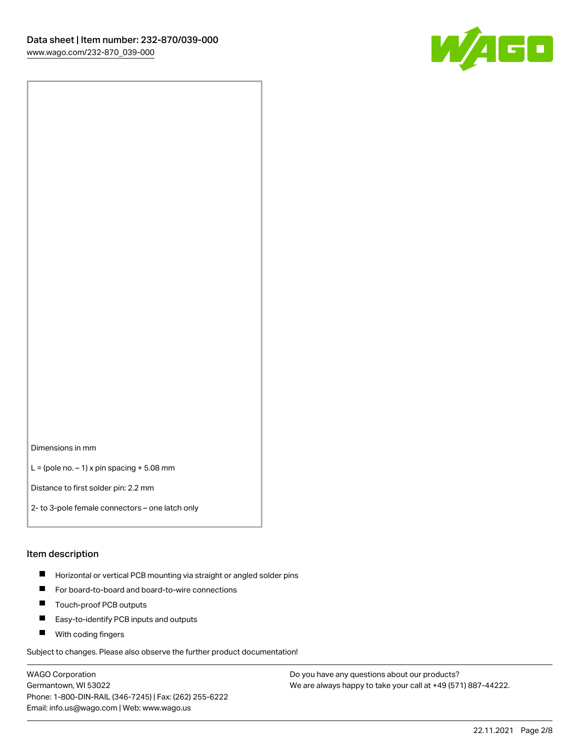Dimensions in mm

L = (pole no. – 1) x pin spacing + 5.08 mm

Distance to first solder pin: 2.2 mm

2- to 3-pole female connectors – one latch only

## Item description

- Horizontal or vertical PCB mounting via straight or angled solder pins
- For board-to-board and board-to-wire connections
- Touch-proof PCB outputs
- Easy-to-identify PCB inputs and outputs
- With coding fingers

Subject to changes. Please also observe the further product documentation!

WAGO Corporation
Germantown, WI 53022
Phone: 1-800-DIN-RAIL (346-7245) | Fax: (262) 255-6222
Email: info.us@wago.com | Web: www.wago.us

Do you have any questions about our products?
We are always happy to take your call at +49 (571) 887-44222.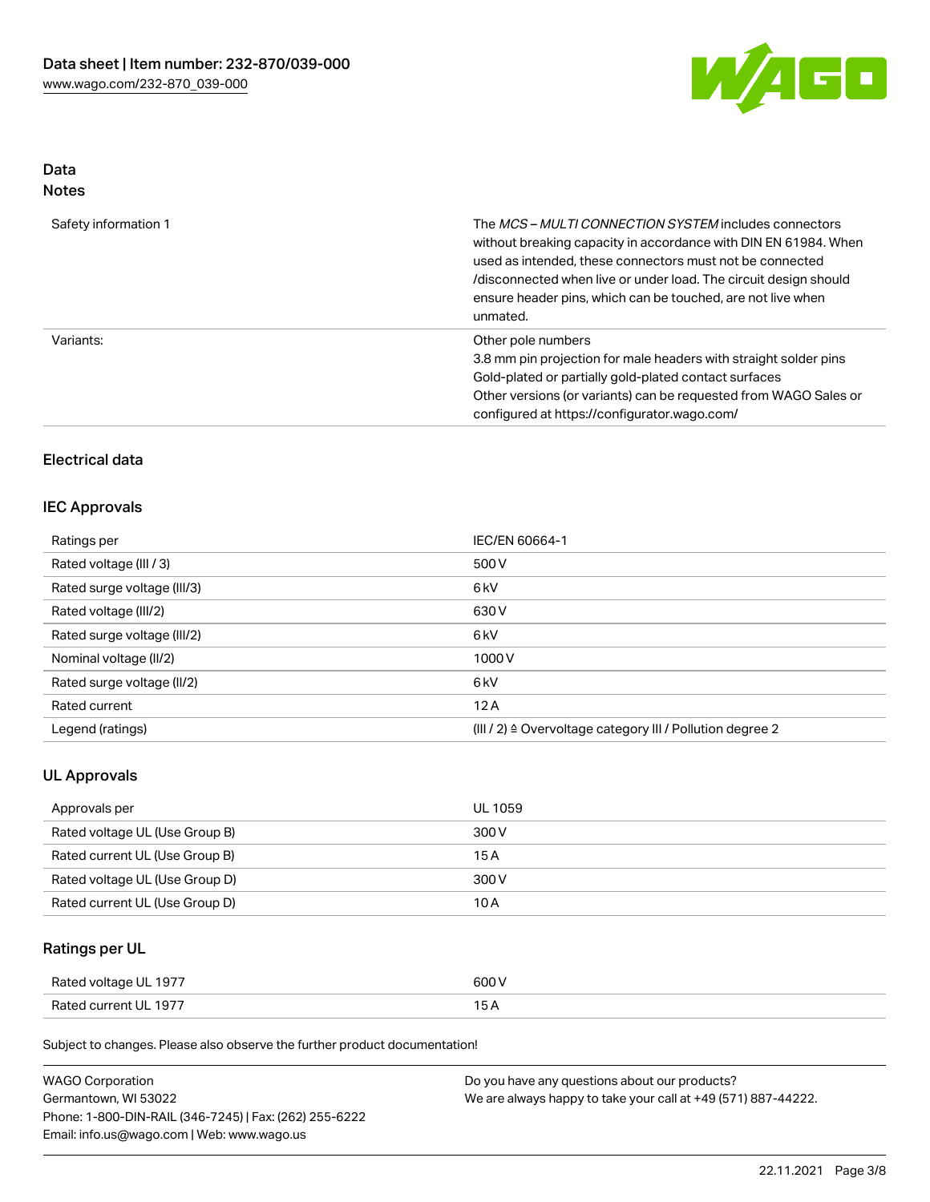## Data
## Notes

| | |
|---|---|
| Safety information 1 | The *MCS – MULTI CONNECTION SYSTEM* includes connectors without breaking capacity in accordance with DIN EN 61984. When used as intended, these connectors must not be connected /disconnected when live or under load. The circuit design should ensure header pins, which can be touched, are not live when unmated. |
| Variants: | Other pole numbers<br>3.8 mm pin projection for male headers with straight solder pins<br>Gold-plated or partially gold-plated contact surfaces<br>Other versions (or variants) can be requested from WAGO Sales or configured at https://configurator.wago.com/ |

## Electrical data

### IEC Approvals

| | |
|---|---|
| Ratings per | IEC/EN 60664-1 |
| Rated voltage (III / 3) | 500 V |
| Rated surge voltage (III/3) | 6 kV |
| Rated voltage (III/2) | 630 V |
| Rated surge voltage (III/2) | 6 kV |
| Nominal voltage (II/2) | 1000 V |
| Rated surge voltage (II/2) | 6 kV |
| Rated current | 12 A |
| Legend (ratings) | (III / 2) ≙ Overvoltage category III / Pollution degree 2 |

### UL Approvals

| | |
|---|---|
| Approvals per | UL 1059 |
| Rated voltage UL (Use Group B) | 300 V |
| Rated current UL (Use Group B) | 15 A |
| Rated voltage UL (Use Group D) | 300 V |
| Rated current UL (Use Group D) | 10 A |

### Ratings per UL

| | |
|---|---|
| Rated voltage UL 1977 | 600 V |
| Rated current UL 1977 | 15 A |

Subject to changes. Please also observe the further product documentation!

WAGO Corporation
Germantown, WI 53022
Phone: 1-800-DIN-RAIL (346-7245) | Fax: (262) 255-6222
Email: info.us@wago.com | Web: www.wago.us

Do you have any questions about our products?
We are always happy to take your call at +49 (571) 887-44222.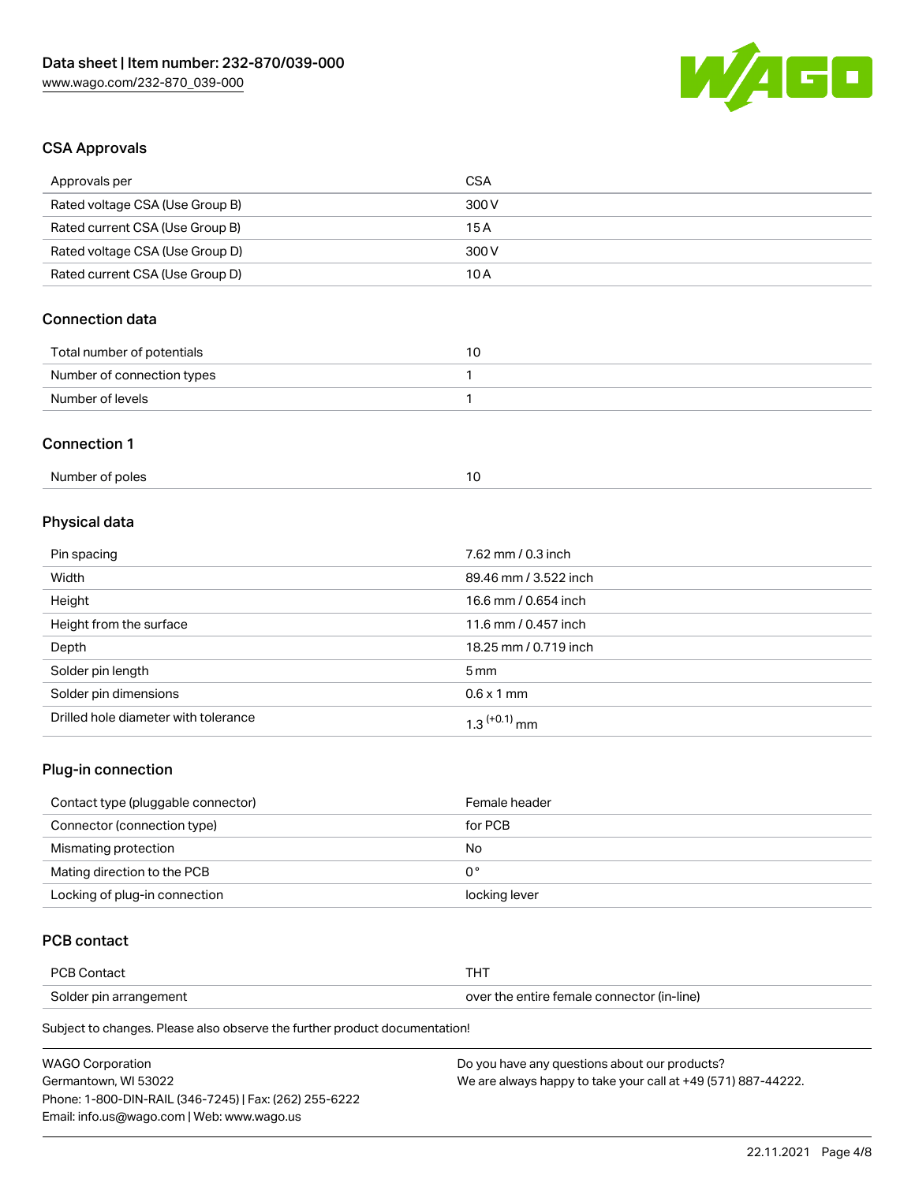## CSA Approvals

| Approvals per | CSA |
| --- | --- |
| Rated voltage CSA (Use Group B) | 300 V |
| Rated current CSA (Use Group B) | 15 A |
| Rated voltage CSA (Use Group D) | 300 V |
| Rated current CSA (Use Group D) | 10 A |

## Connection data

| Total number of potentials | 10 |
| --- | --- |
| Number of connection types | 1 |
| Number of levels | 1 |

## Connection 1

| Number of poles | 10 |
| --- | --- |

## Physical data

| Pin spacing | 7.62 mm / 0.3 inch |
| --- | --- |
| Width | 89.46 mm / 3.522 inch |
| Height | 16.6 mm / 0.654 inch |
| Height from the surface | 11.6 mm / 0.457 inch |
| Depth | 18.25 mm / 0.719 inch |
| Solder pin length | 5 mm |
| Solder pin dimensions | 0.6 x 1 mm |
| Drilled hole diameter with tolerance | $1.3^{(+0.1)}$ mm |

## Plug-in connection

| Contact type (pluggable connector) | Female header |
| --- | --- |
| Connector (connection type) | for PCB |
| Mismatching protection | No |
| Mating direction to the PCB | 0° |
| Locking of plug-in connection | locking lever |

## PCB contact

| PCB Contact | THT |
| --- | --- |
| Solder pin arrangement | over the entire female connector (in-line) |

Subject to changes. Please also observe the further product documentation!

WAGO Corporation
Germantown, WI 53022
Phone: 1-800-DIN-RAIL (346-7245) | Fax: (262) 255-6222
Email: info.us@wago.com | Web: www.wago.us

Do you have any questions about our products?
We are always happy to take your call at +49 (571) 887-44222.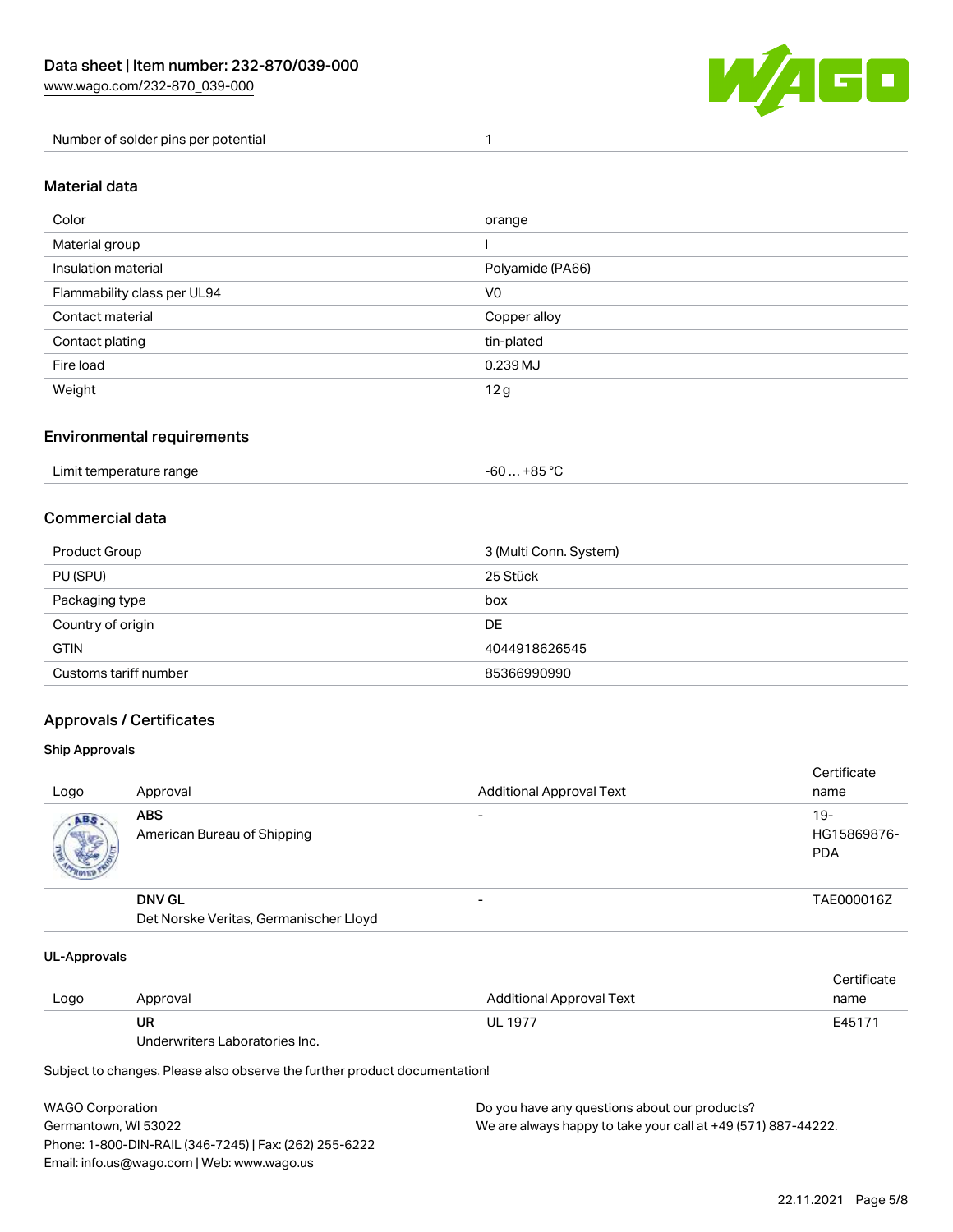| Number of solder pins per potential | 1 |
|---|---|

## Material data

| Color | orange |
|---|---|
| Material group | I |
| Insulation material | Polyamide (PA66) |
| Flammability class per UL94 | V0 |
| Contact material | Copper alloy |
| Contact plating | tin-plated |
| Fire load | 0.239 MJ |
| Weight | 12 g |

## Environmental requirements

| Limit temperature range | -60 … +85 °C |
|---|---|

## Commercial data

| Product Group | 3 (Multi Conn. System) |
|---|---|
| PU (SPU) | 25 Stück |
| Packaging type | box |
| Country of origin | DE |
| GTIN | 4044918626545 |
| Customs tariff number | 85366990990 |

## Approvals / Certificates

### Ship Approvals

| Logo | Approval | Additional Approval Text | Certificate name |
|---|---|---|---|
| | **ABS**<br>American Bureau of Shipping | - | 19-HG15869876-PDA |
| | **DNV GL**<br>Det Norske Veritas, Germanischer Lloyd | - | TAE000016Z |

### UL-Approvals

| Logo | Approval | Additional Approval Text | Certificate name |
|---|---|---|---|
| | **UR**<br>Underwriters Laboratories Inc. | UL 1977 | E45171 |

Subject to changes. Please also observe the further product documentation!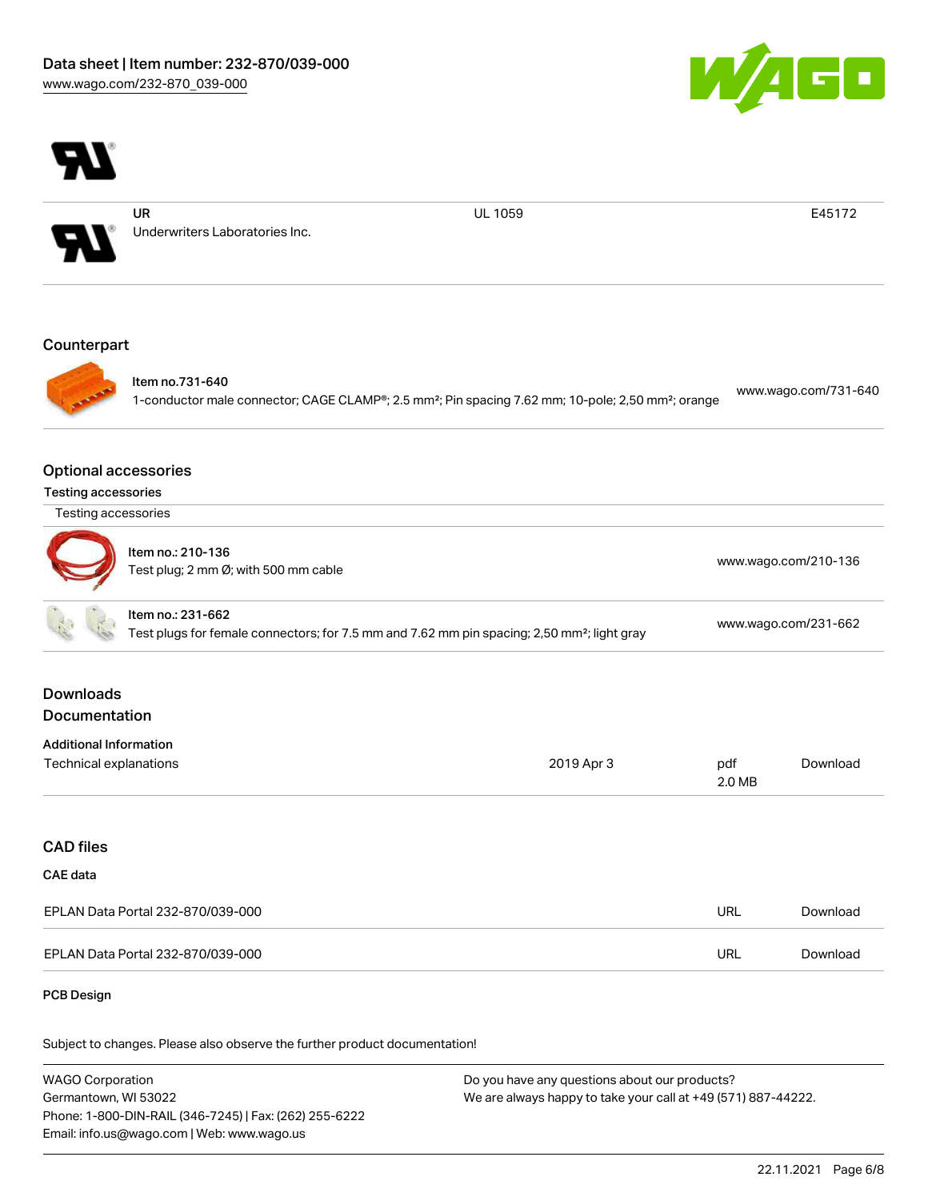| | UR<br>Underwriters Laboratories Inc. | UL 1059 | E45172 |
|---|---|---|---|

## Counterpart

| Item no.731-640<br>1-conductor male connector; CAGE CLAMP®; 2.5 mm²; Pin spacing 7.62 mm; 10-pole; 2,50 mm²; orange | www.wago.com/731-640 |
|---|---|

## Optional accessories

### Testing accessories

| Testing accessories | |
|---|---|
| Item no.: 210-136<br>Test plug; 2 mm Ø; with 500 mm cable | www.wago.com/210-136 |
| Item no.: 231-662<br>Test plugs for female connectors; for 7.5 mm and 7.62 mm pin spacing; 2,50 mm²; light gray | www.wago.com/231-662 |

## Downloads

## Documentation

### Additional Information

| Technical explanations | 2019 Apr 3 | pdf<br>2.0 MB | Download |
|---|---|---|---|

## CAD files

### CAE data

| EPLAN Data Portal 232-870/039-000 | URL | Download |
|---|---|---|
| EPLAN Data Portal 232-870/039-000 | URL | Download |

### PCB Design

Subject to changes. Please also observe the further product documentation!

WAGO Corporation
Germantown, WI 53022
Phone: 1-800-DIN-RAIL (346-7245) | Fax: (262) 255-6222
Email: info.us@wago.com | Web: www.wago.us

Do you have any questions about our products?
We are always happy to take your call at +49 (571) 887-44222.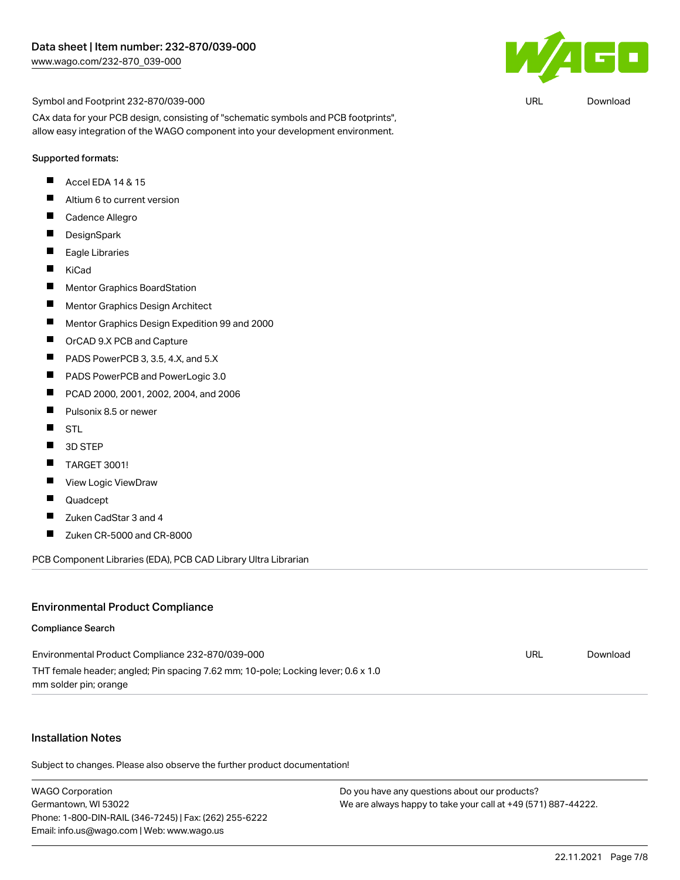Symbol and Footprint 232-870/039-000 | URL | Download

CAx data for your PCB design, consisting of "schematic symbols and PCB footprints", allow easy integration of the WAGO component into your development environment.

Supported formats:

- Accel EDA 14 & 15
- Altium 6 to current version
- Cadence Allegro
- DesignSpark
- Eagle Libraries
- KiCad
- Mentor Graphics BoardStation
- Mentor Graphics Design Architect
- Mentor Graphics Design Expedition 99 and 2000
- OrCAD 9.X PCB and Capture
- PADS PowerPCB 3, 3.5, 4.X, and 5.X
- PADS PowerPCB and PowerLogic 3.0
- PCAD 2000, 2001, 2002, 2004, and 2006
- Pulsonix 8.5 or newer
- STL
- 3D STEP
- TARGET 3001!
- View Logic ViewDraw
- Quadcept
- Zuken CadStar 3 and 4
- Zuken CR-5000 and CR-8000

PCB Component Libraries (EDA), PCB CAD Library Ultra Librarian

## Environmental Product Compliance

### Compliance Search

Environmental Product Compliance 232-870/039-000 | URL | Download

THT female header; angled; Pin spacing 7.62 mm; 10-pole; Locking lever; 0.6 x 1.0 mm solder pin; orange

## Installation Notes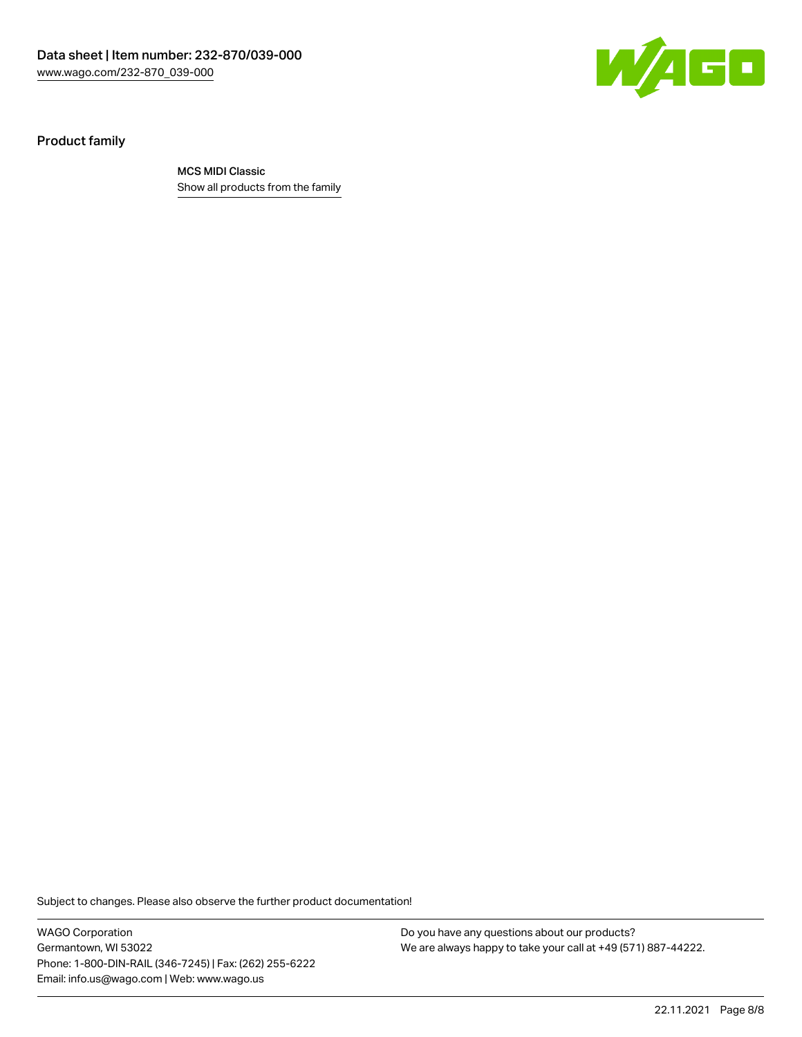## Product family

MCS MIDI Classic
Show all products from the family

Subject to changes. Please also observe the further product documentation!

WAGO Corporation
Germantown, WI 53022
Phone: 1-800-DIN-RAIL (346-7245) | Fax: (262) 255-6222
Email: info.us@wago.com | Web: www.wago.us

Do you have any questions about our products?
We are always happy to take your call at +49 (571) 887-44222.